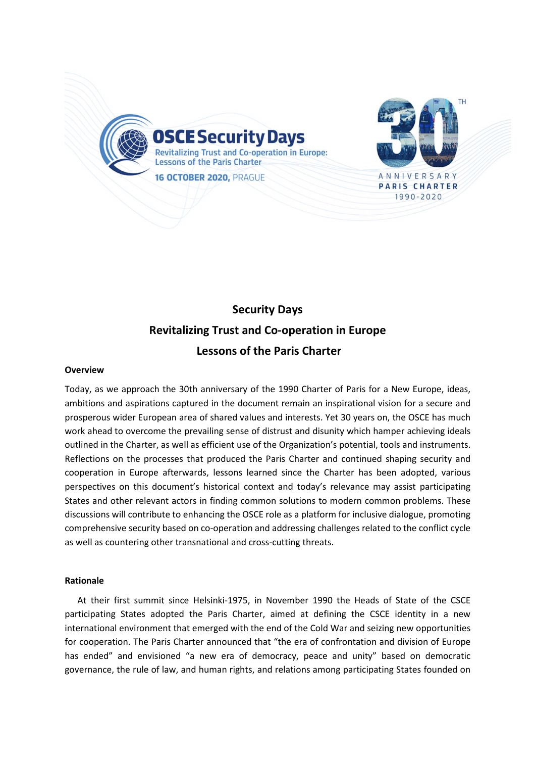OSCE Security Days

Revitalizing Trust and Co-operation in Europe: Lessons of the Paris Charter

16 OCTOBER 2020, PRAGUE

30TH ANNIVERSARY PARIS CHARTER 1990-2020

# Security Days

## Revitalizing Trust and Co-operation in Europe

## Lessons of the Paris Charter

### Overview

Today, as we approach the 30th anniversary of the 1990 Charter of Paris for a New Europe, ideas, ambitions and aspirations captured in the document remain an inspirational vision for a secure and prosperous wider European area of shared values and interests. Yet 30 years on, the OSCE has much work ahead to overcome the prevailing sense of distrust and disunity which hamper achieving ideals outlined in the Charter, as well as efficient use of the Organization's potential, tools and instruments. Reflections on the processes that produced the Paris Charter and continued shaping security and cooperation in Europe afterwards, lessons learned since the Charter has been adopted, various perspectives on this document's historical context and today's relevance may assist participating States and other relevant actors in finding common solutions to modern common problems. These discussions will contribute to enhancing the OSCE role as a platform for inclusive dialogue, promoting comprehensive security based on co-operation and addressing challenges related to the conflict cycle as well as countering other transnational and cross-cutting threats.

### Rationale

At their first summit since Helsinki-1975, in November 1990 the Heads of State of the CSCE participating States adopted the Paris Charter, aimed at defining the CSCE identity in a new international environment that emerged with the end of the Cold War and seizing new opportunities for cooperation. The Paris Charter announced that "the era of confrontation and division of Europe has ended" and envisioned "a new era of democracy, peace and unity" based on democratic governance, the rule of law, and human rights, and relations among participating States founded on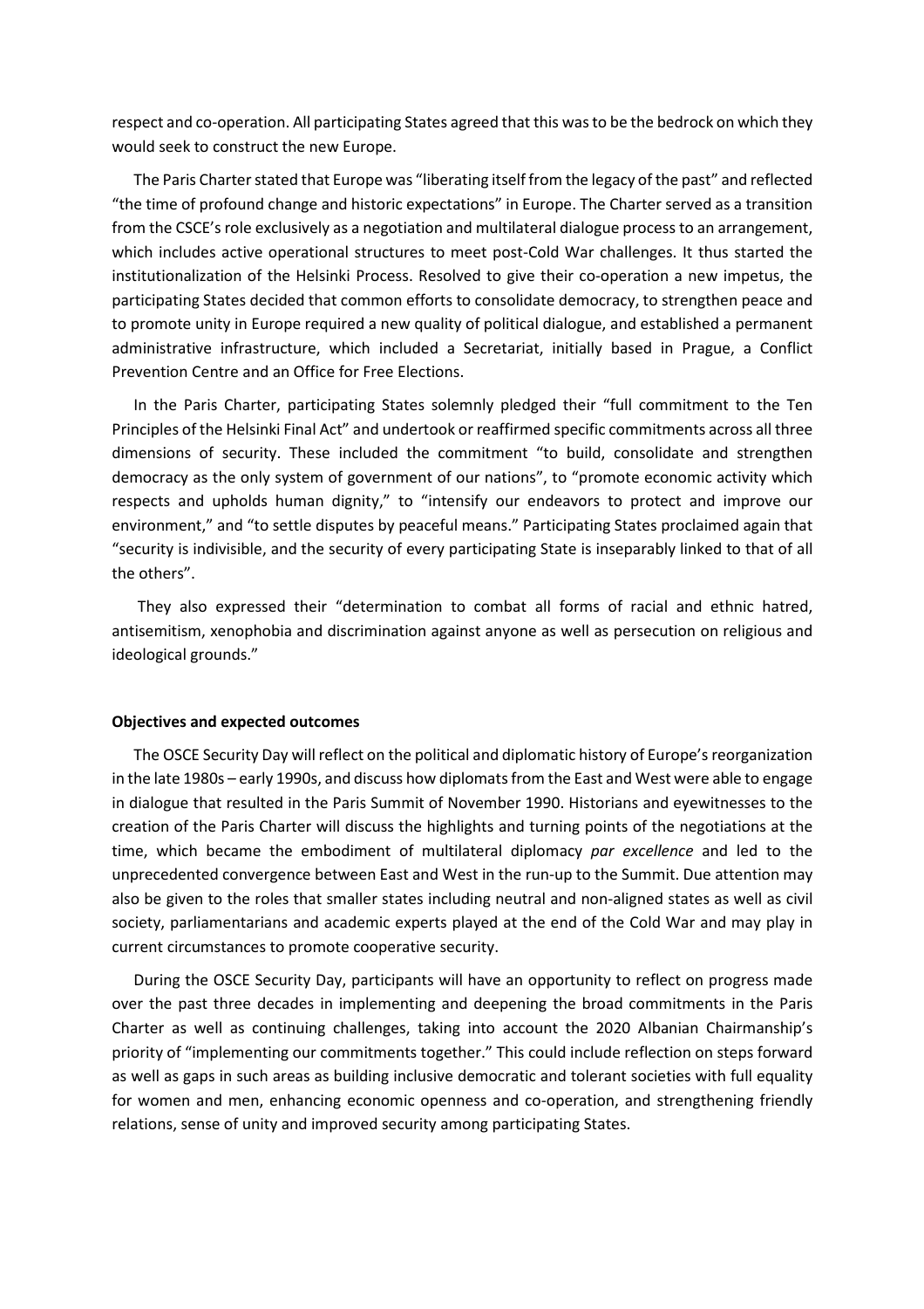respect and co-operation. All participating States agreed that this was to be the bedrock on which they would seek to construct the new Europe.

The Paris Charter stated that Europe was "liberating itself from the legacy of the past" and reflected "the time of profound change and historic expectations" in Europe. The Charter served as a transition from the CSCE's role exclusively as a negotiation and multilateral dialogue process to an arrangement, which includes active operational structures to meet post-Cold War challenges. It thus started the institutionalization of the Helsinki Process. Resolved to give their co-operation a new impetus, the participating States decided that common efforts to consolidate democracy, to strengthen peace and to promote unity in Europe required a new quality of political dialogue, and established a permanent administrative infrastructure, which included a Secretariat, initially based in Prague, a Conflict Prevention Centre and an Office for Free Elections.

In the Paris Charter, participating States solemnly pledged their "full commitment to the Ten Principles of the Helsinki Final Act" and undertook or reaffirmed specific commitments across all three dimensions of security. These included the commitment "to build, consolidate and strengthen democracy as the only system of government of our nations", to "promote economic activity which respects and upholds human dignity," to "intensify our endeavors to protect and improve our environment," and "to settle disputes by peaceful means." Participating States proclaimed again that "security is indivisible, and the security of every participating State is inseparably linked to that of all the others".

They also expressed their "determination to combat all forms of racial and ethnic hatred, antisemitism, xenophobia and discrimination against anyone as well as persecution on religious and ideological grounds."

**Objectives and expected outcomes**

The OSCE Security Day will reflect on the political and diplomatic history of Europe's reorganization in the late 1980s – early 1990s, and discuss how diplomats from the East and West were able to engage in dialogue that resulted in the Paris Summit of November 1990. Historians and eyewitnesses to the creation of the Paris Charter will discuss the highlights and turning points of the negotiations at the time, which became the embodiment of multilateral diplomacy *par excellence* and led to the unprecedented convergence between East and West in the run-up to the Summit. Due attention may also be given to the roles that smaller states including neutral and non-aligned states as well as civil society, parliamentarians and academic experts played at the end of the Cold War and may play in current circumstances to promote cooperative security.

During the OSCE Security Day, participants will have an opportunity to reflect on progress made over the past three decades in implementing and deepening the broad commitments in the Paris Charter as well as continuing challenges, taking into account the 2020 Albanian Chairmanship's priority of "implementing our commitments together." This could include reflection on steps forward as well as gaps in such areas as building inclusive democratic and tolerant societies with full equality for women and men, enhancing economic openness and co-operation, and strengthening friendly relations, sense of unity and improved security among participating States.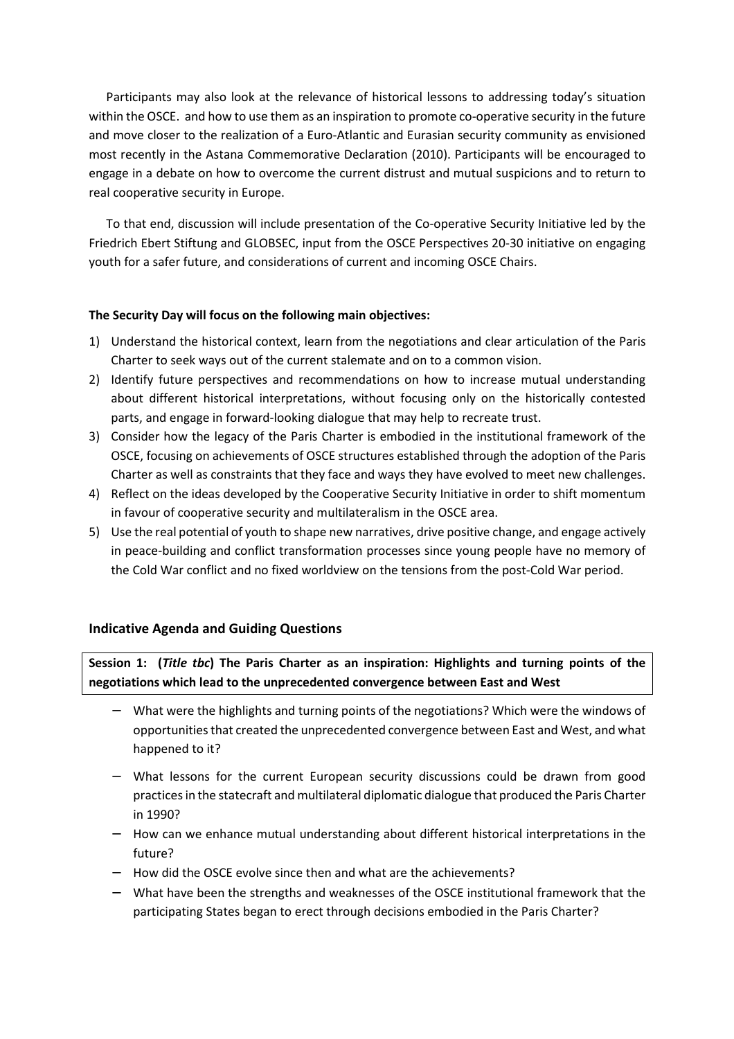Participants may also look at the relevance of historical lessons to addressing today's situation within the OSCE. and how to use them as an inspiration to promote co-operative security in the future and move closer to the realization of a Euro-Atlantic and Eurasian security community as envisioned most recently in the Astana Commemorative Declaration (2010). Participants will be encouraged to engage in a debate on how to overcome the current distrust and mutual suspicions and to return to real cooperative security in Europe.

To that end, discussion will include presentation of the Co-operative Security Initiative led by the Friedrich Ebert Stiftung and GLOBSEC, input from the OSCE Perspectives 20-30 initiative on engaging youth for a safer future, and considerations of current and incoming OSCE Chairs.

**The Security Day will focus on the following main objectives:**

1) Understand the historical context, learn from the negotiations and clear articulation of the Paris Charter to seek ways out of the current stalemate and on to a common vision.
2) Identify future perspectives and recommendations on how to increase mutual understanding about different historical interpretations, without focusing only on the historically contested parts, and engage in forward-looking dialogue that may help to recreate trust.
3) Consider how the legacy of the Paris Charter is embodied in the institutional framework of the OSCE, focusing on achievements of OSCE structures established through the adoption of the Paris Charter as well as constraints that they face and ways they have evolved to meet new challenges.
4) Reflect on the ideas developed by the Cooperative Security Initiative in order to shift momentum in favour of cooperative security and multilateralism in the OSCE area.
5) Use the real potential of youth to shape new narratives, drive positive change, and engage actively in peace-building and conflict transformation processes since young people have no memory of the Cold War conflict and no fixed worldview on the tensions from the post-Cold War period.

## Indicative Agenda and Guiding Questions

**Session 1: (*Title tbc*) The Paris Charter as an inspiration: Highlights and turning points of the negotiations which lead to the unprecedented convergence between East and West**

- What were the highlights and turning points of the negotiations? Which were the windows of opportunities that created the unprecedented convergence between East and West, and what happened to it?
- What lessons for the current European security discussions could be drawn from good practices in the statecraft and multilateral diplomatic dialogue that produced the Paris Charter in 1990?
- How can we enhance mutual understanding about different historical interpretations in the future?
- How did the OSCE evolve since then and what are the achievements?
- What have been the strengths and weaknesses of the OSCE institutional framework that the participating States began to erect through decisions embodied in the Paris Charter?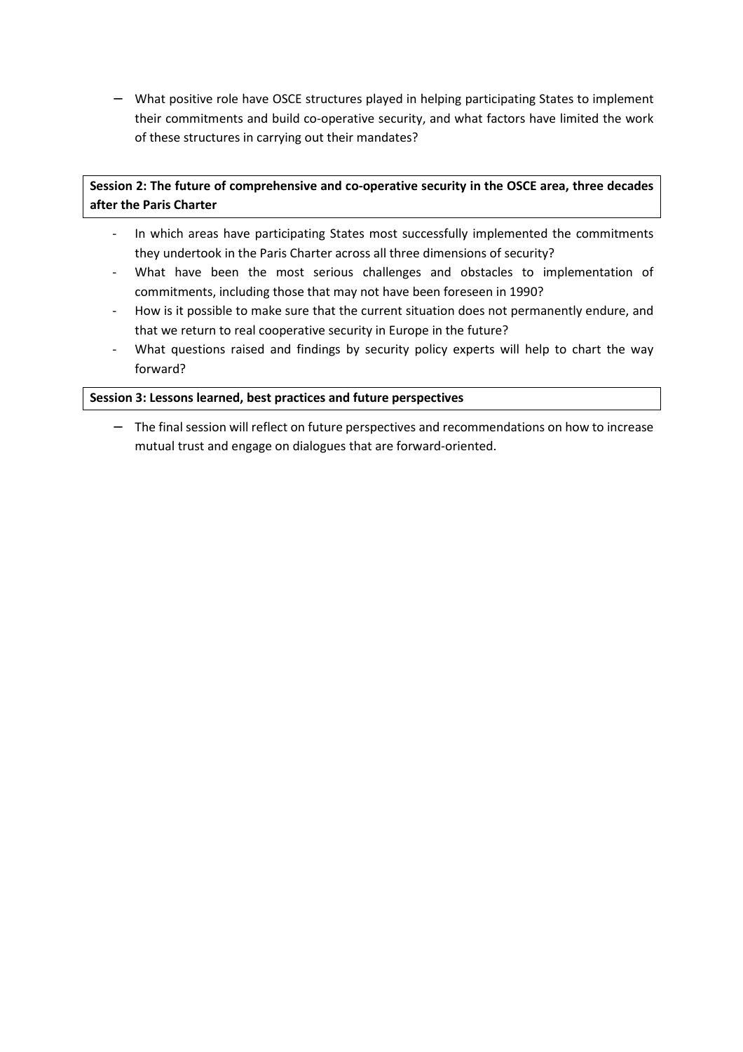- What positive role have OSCE structures played in helping participating States to implement their commitments and build co-operative security, and what factors have limited the work of these structures in carrying out their mandates?

**Session 2: The future of comprehensive and co-operative security in the OSCE area, three decades after the Paris Charter**

- In which areas have participating States most successfully implemented the commitments they undertook in the Paris Charter across all three dimensions of security?
- What have been the most serious challenges and obstacles to implementation of commitments, including those that may not have been foreseen in 1990?
- How is it possible to make sure that the current situation does not permanently endure, and that we return to real cooperative security in Europe in the future?
- What questions raised and findings by security policy experts will help to chart the way forward?

**Session 3: Lessons learned, best practices and future perspectives**

- The final session will reflect on future perspectives and recommendations on how to increase mutual trust and engage on dialogues that are forward-oriented.